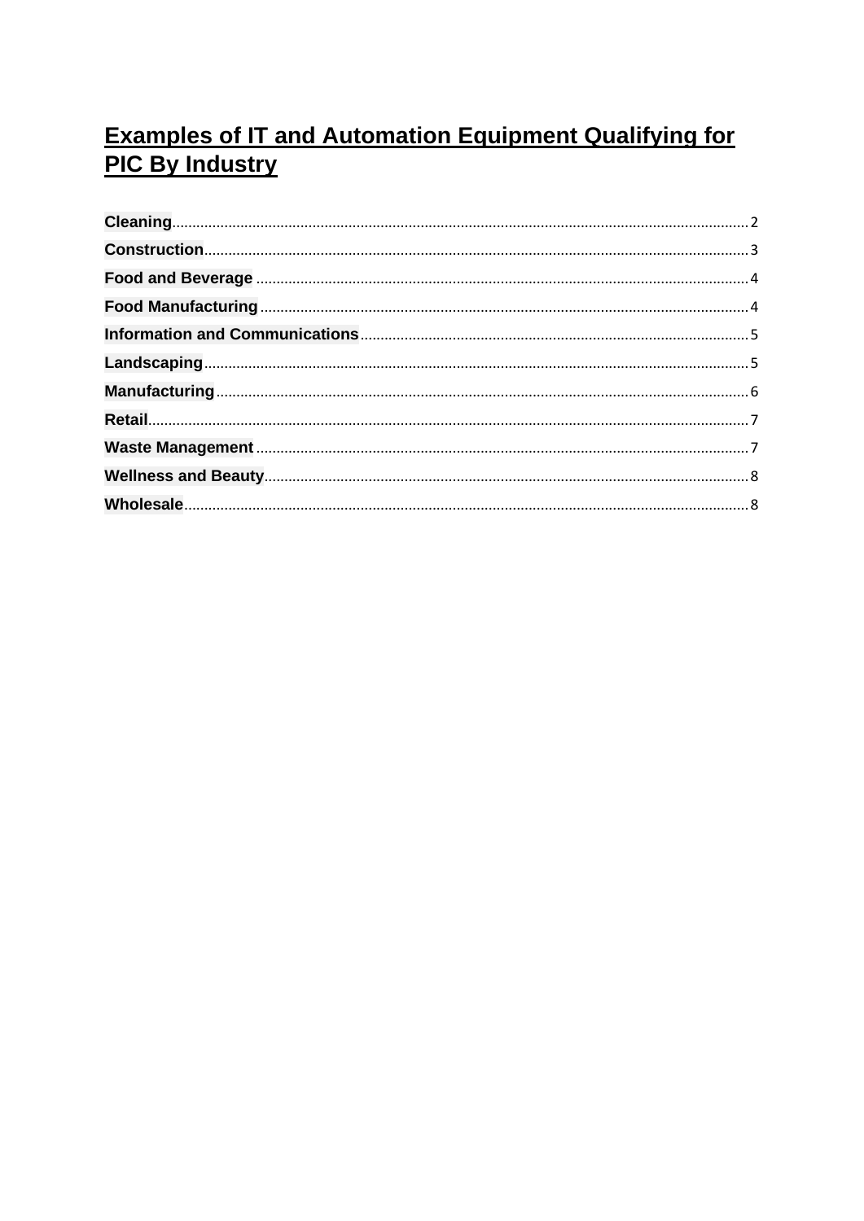# Examples of IT and Automation Equipment Qualifying for PIC By Industry

**Cleaning** .......... 2
**Construction** .......... 3
**Food and Beverage** .......... 4
**Food Manufacturing** .......... 4
**Information and Communications** .......... 5
**Landscaping** .......... 5
**Manufacturing** .......... 6
**Retail** .......... 7
**Waste Management** .......... 7
**Wellness and Beauty** .......... 8
**Wholesale** .......... 8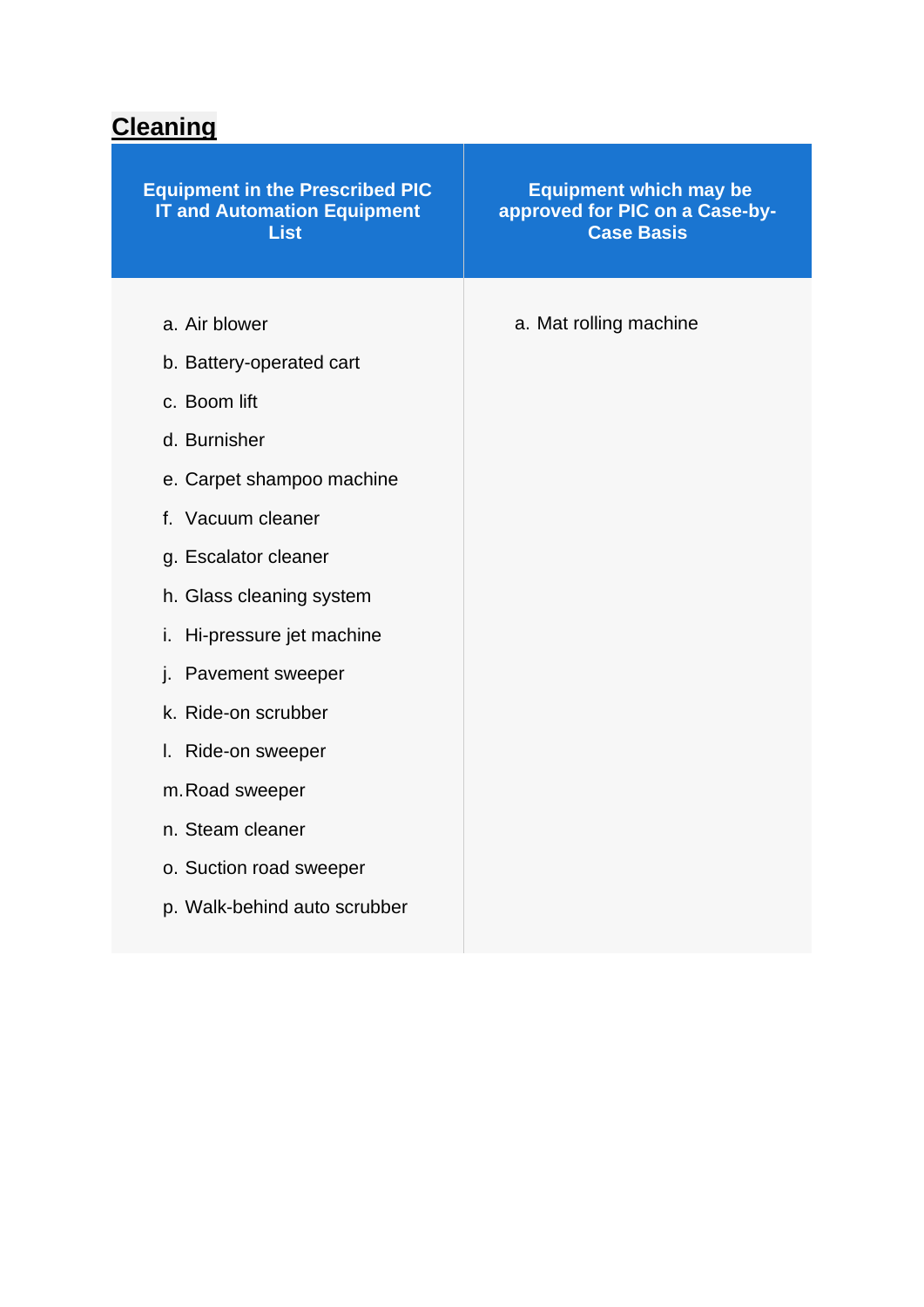## Cleaning

| Equipment in the Prescribed PIC IT and Automation Equipment List | Equipment which may be approved for PIC on a Case-by-Case Basis |
|---|---|
| a. Air blower<br>b. Battery-operated cart<br>c. Boom lift<br>d. Burnisher<br>e. Carpet shampoo machine<br>f. Vacuum cleaner<br>g. Escalator cleaner<br>h. Glass cleaning system<br>i. Hi-pressure jet machine<br>j. Pavement sweeper<br>k. Ride-on scrubber<br>l. Ride-on sweeper<br>m. Road sweeper<br>n. Steam cleaner<br>o. Suction road sweeper<br>p. Walk-behind auto scrubber | a. Mat rolling machine |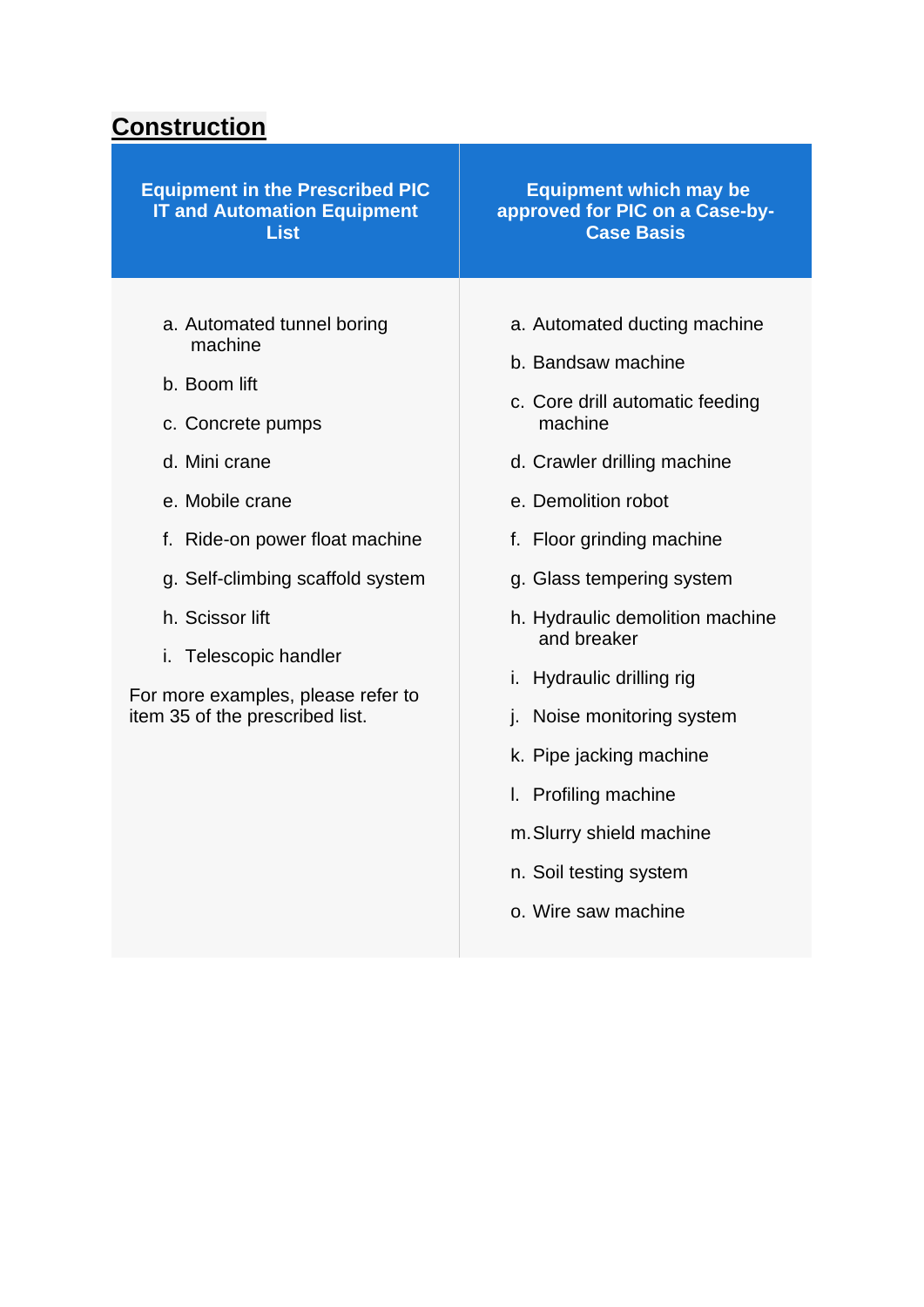## Construction

| Equipment in the Prescribed PIC IT and Automation Equipment List | Equipment which may be approved for PIC on a Case-by-Case Basis |
|---|---|
| a. Automated tunnel boring machine<br>b. Boom lift<br>c. Concrete pumps<br>d. Mini crane<br>e. Mobile crane<br>f. Ride-on power float machine<br>g. Self-climbing scaffold system<br>h. Scissor lift<br>i. Telescopic handler<br><br>For more examples, please refer to item 35 of the prescribed list. | a. Automated ducting machine<br>b. Bandsaw machine<br>c. Core drill automatic feeding machine<br>d. Crawler drilling machine<br>e. Demolition robot<br>f. Floor grinding machine<br>g. Glass tempering system<br>h. Hydraulic demolition machine and breaker<br>i. Hydraulic drilling rig<br>j. Noise monitoring system<br>k. Pipe jacking machine<br>l. Profiling machine<br>m. Slurry shield machine<br>n. Soil testing system<br>o. Wire saw machine |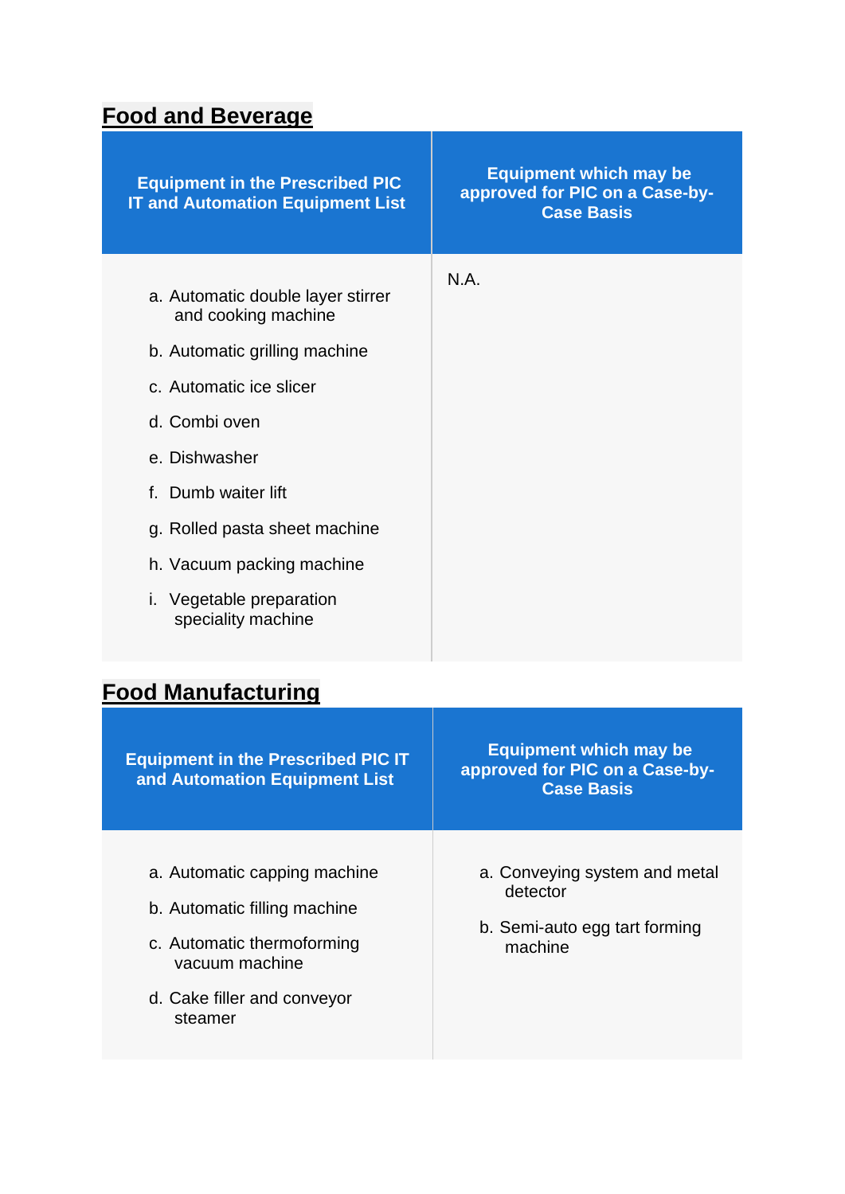## Food and Beverage

| Equipment in the Prescribed PIC IT and Automation Equipment List | Equipment which may be approved for PIC on a Case-by-Case Basis |
|---|---|
| a. Automatic double layer stirrer and cooking machine<br>b. Automatic grilling machine<br>c. Automatic ice slicer<br>d. Combi oven<br>e. Dishwasher<br>f. Dumb waiter lift<br>g. Rolled pasta sheet machine<br>h. Vacuum packing machine<br>i. Vegetable preparation speciality machine | N.A. |

## Food Manufacturing

| Equipment in the Prescribed PIC IT and Automation Equipment List | Equipment which may be approved for PIC on a Case-by-Case Basis |
|---|---|
| a. Automatic capping machine<br>b. Automatic filling machine<br>c. Automatic thermoforming vacuum machine<br>d. Cake filler and conveyor steamer | a. Conveying system and metal detector<br>b. Semi-auto egg tart forming machine |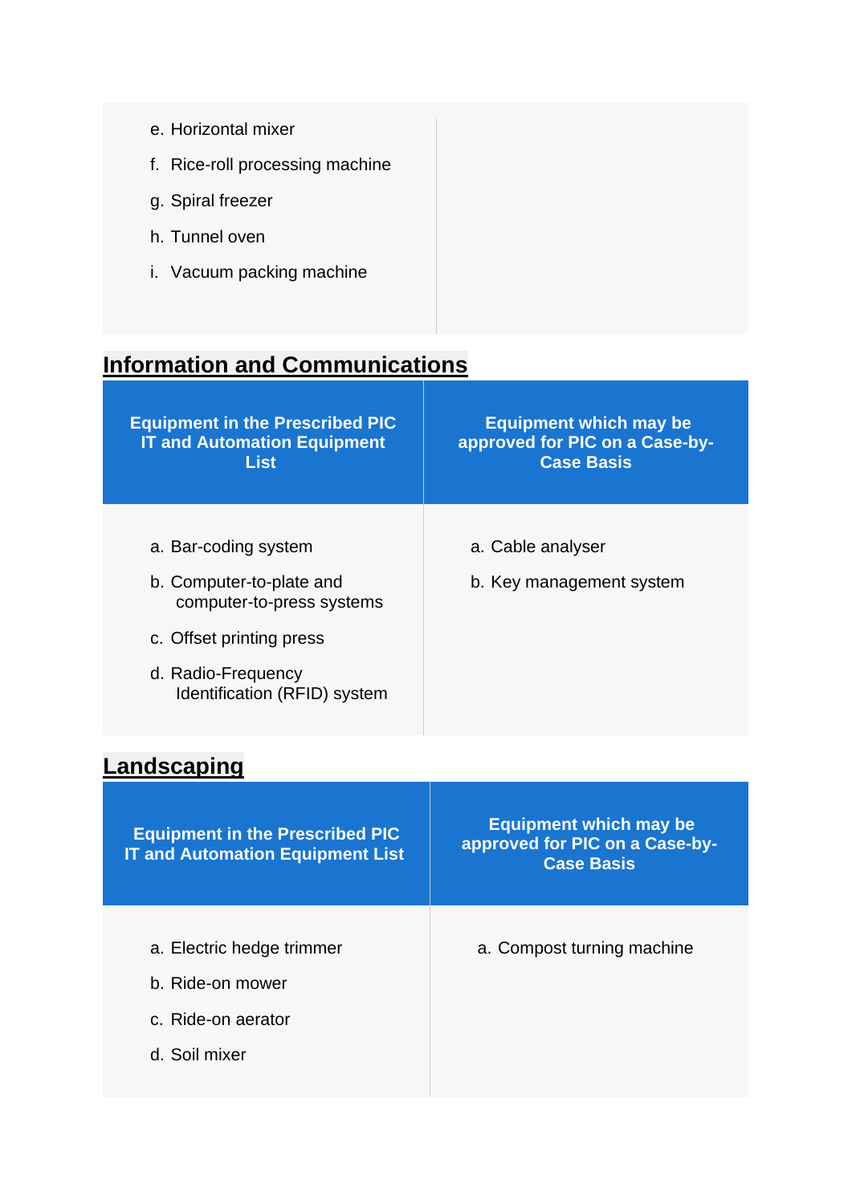| | |
|---|---|
| e. Horizontal mixer<br>f. Rice-roll processing machine<br>g. Spiral freezer<br>h. Tunnel oven<br>i. Vacuum packing machine | |

## Information and Communications

| Equipment in the Prescribed PIC IT and Automation Equipment List | Equipment which may be approved for PIC on a Case-by-Case Basis |
|---|---|
| a. Bar-coding system<br>b. Computer-to-plate and computer-to-press systems<br>c. Offset printing press<br>d. Radio-Frequency Identification (RFID) system | a. Cable analyser<br>b. Key management system |

## Landscaping

| Equipment in the Prescribed PIC IT and Automation Equipment List | Equipment which may be approved for PIC on a Case-by-Case Basis |
|---|---|
| a. Electric hedge trimmer<br>b. Ride-on mower<br>c. Ride-on aerator<br>d. Soil mixer | a. Compost turning machine |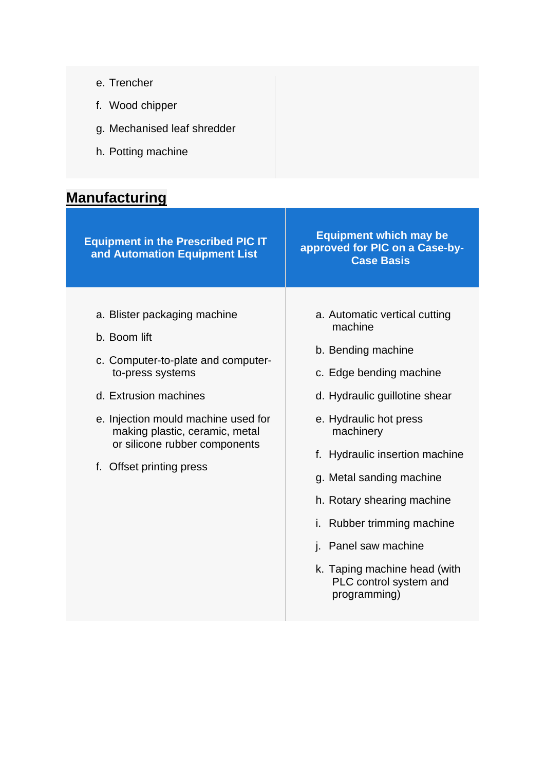| | |
|---|---|
| e. Trencher<br>f. Wood chipper<br>g. Mechanised leaf shredder<br>h. Potting machine | |

## Manufacturing

| Equipment in the Prescribed PIC IT and Automation Equipment List | Equipment which may be approved for PIC on a Case-by-Case Basis |
|---|---|
| a. Blister packaging machine<br>b. Boom lift<br>c. Computer-to-plate and computer-to-press systems<br>d. Extrusion machines<br>e. Injection mould machine used for making plastic, ceramic, metal or silicone rubber components<br>f. Offset printing press | a. Automatic vertical cutting machine<br>b. Bending machine<br>c. Edge bending machine<br>d. Hydraulic guillotine shear<br>e. Hydraulic hot press machinery<br>f. Hydraulic insertion machine<br>g. Metal sanding machine<br>h. Rotary shearing machine<br>i. Rubber trimming machine<br>j. Panel saw machine<br>k. Taping machine head (with PLC control system and programming) |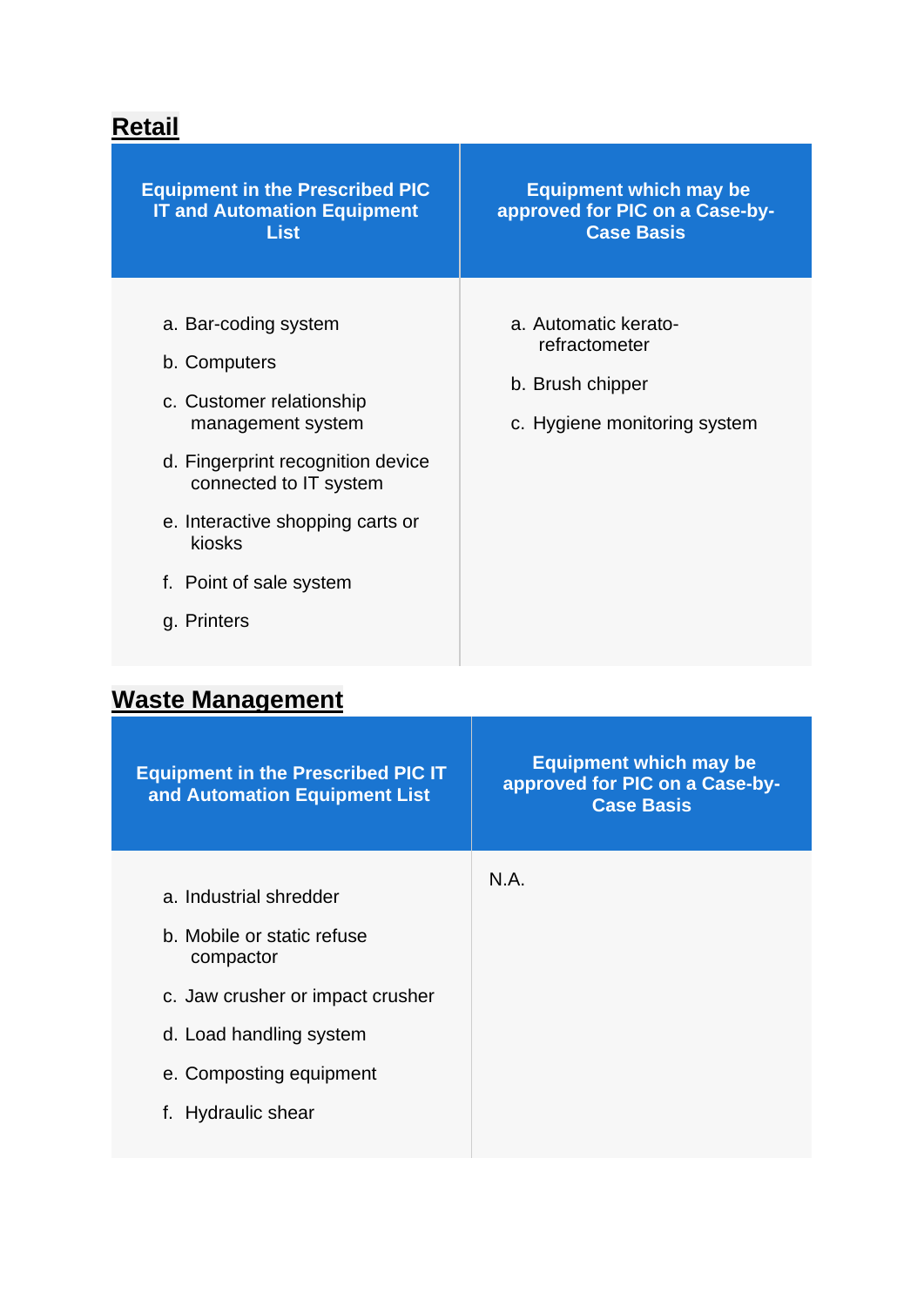## Retail

| Equipment in the Prescribed PIC IT and Automation Equipment List | Equipment which may be approved for PIC on a Case-by-Case Basis |
|---|---|
| a. Bar-coding system<br>b. Computers<br>c. Customer relationship management system<br>d. Fingerprint recognition device connected to IT system<br>e. Interactive shopping carts or kiosks<br>f. Point of sale system<br>g. Printers | a. Automatic kerato-refractometer<br>b. Brush chipper<br>c. Hygiene monitoring system |

## Waste Management

| Equipment in the Prescribed PIC IT and Automation Equipment List | Equipment which may be approved for PIC on a Case-by-Case Basis |
|---|---|
| a. Industrial shredder<br>b. Mobile or static refuse compactor<br>c. Jaw crusher or impact crusher<br>d. Load handling system<br>e. Composting equipment<br>f. Hydraulic shear | N.A. |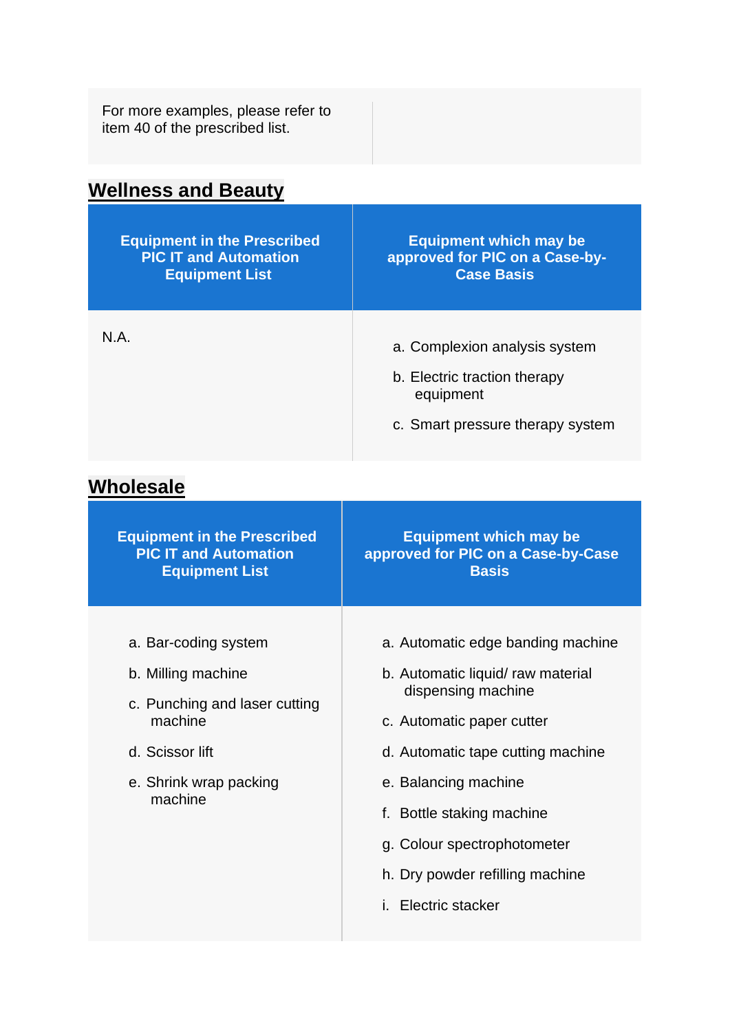| | |
|---|---|
| For more examples, please refer to item 40 of the prescribed list. | |

## Wellness and Beauty

| Equipment in the Prescribed PIC IT and Automation Equipment List | Equipment which may be approved for PIC on a Case-by-Case Basis |
|---|---|
| N.A. | a. Complexion analysis system<br>b. Electric traction therapy equipment<br>c. Smart pressure therapy system |

## Wholesale

| Equipment in the Prescribed PIC IT and Automation Equipment List | Equipment which may be approved for PIC on a Case-by-Case Basis |
|---|---|
| a. Bar-coding system<br>b. Milling machine<br>c. Punching and laser cutting machine<br>d. Scissor lift<br>e. Shrink wrap packing machine | a. Automatic edge banding machine<br>b. Automatic liquid/ raw material dispensing machine<br>c. Automatic paper cutter<br>d. Automatic tape cutting machine<br>e. Balancing machine<br>f. Bottle staking machine<br>g. Colour spectrophotometer<br>h. Dry powder refilling machine<br>i. Electric stacker |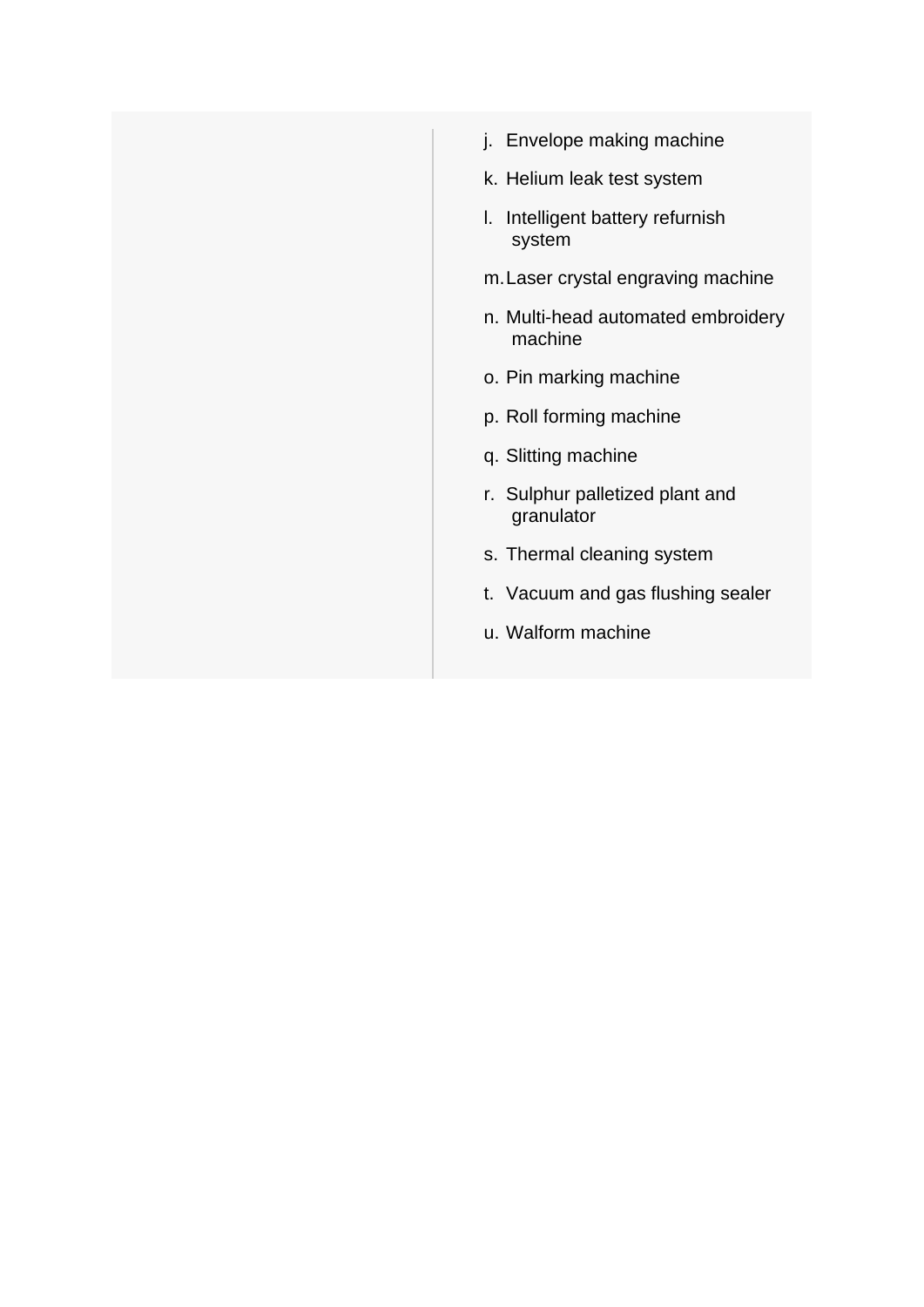j. Envelope making machine

k. Helium leak test system

l. Intelligent battery refurnish system

m. Laser crystal engraving machine

n. Multi-head automated embroidery machine

o. Pin marking machine

p. Roll forming machine

q. Slitting machine

r. Sulphur palletized plant and granulator

s. Thermal cleaning system

t. Vacuum and gas flushing sealer

u. Walform machine